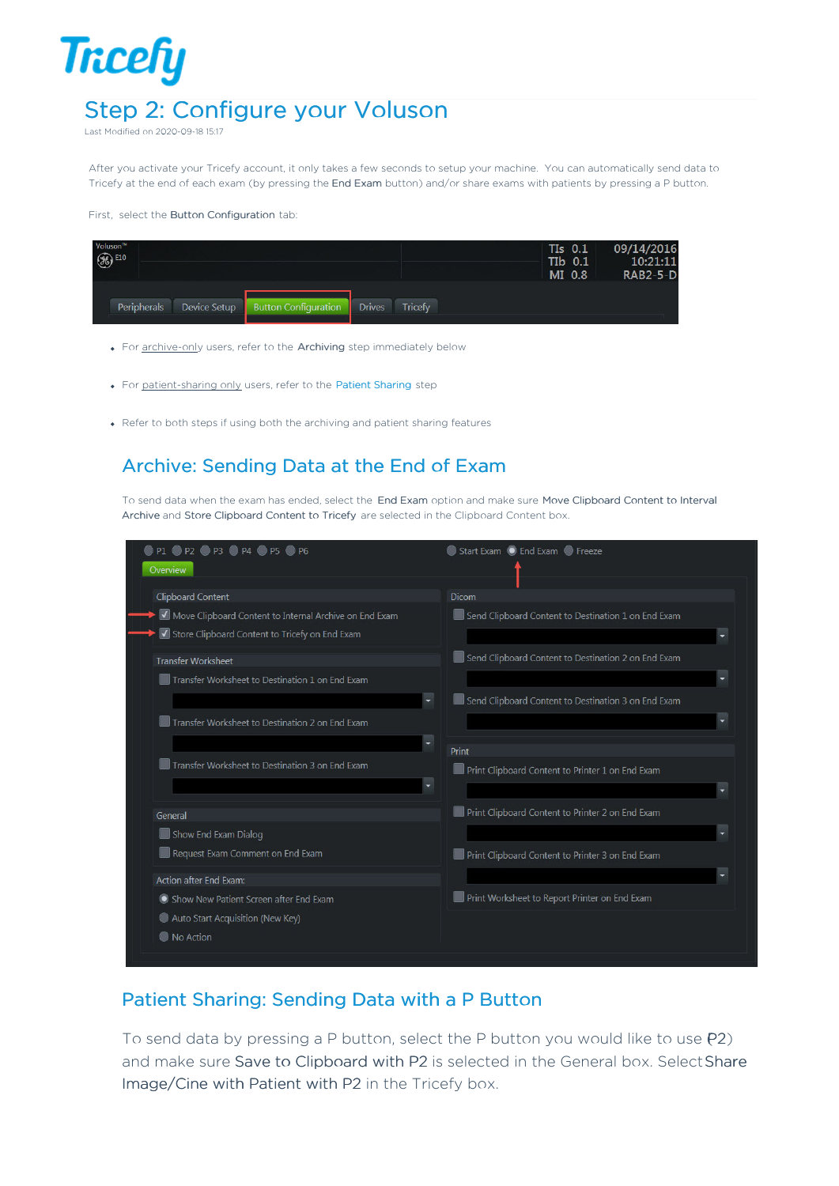# Step 2: Configure your Voluson

Last Modified on 2020-09-18 15:17

After you activate your Tricefy account, it only takes a few seconds to setup your machine. You can automatically send data to Tricefy at the end of each exam (by pressing the **End Exam** button) and/or share exams with patients by pressing a P button.

First, select the **Button Configuration** tab:

- For archive-only users, refer to the **Archiving** step immediately below
- For patient-sharing only users, refer to the Patient Sharing step
- Refer to both steps if using both the archiving and patient sharing features

## Archive: Sending Data at the End of Exam

To send data when the exam has ended, select the **End Exam** option and make sure **Move Clipboard Content to Interval Archive** and **Store Clipboard Content to Tricefy** are selected in the Clipboard Content box.

## Patient Sharing: Sending Data with a P Button

To send data by pressing a P button, select the P button you would like to use P2) and make sure **Save to Clipboard with P2** is selected in the General box. Select **Share Image/Cine with Patient with P2** in the Tricefy box.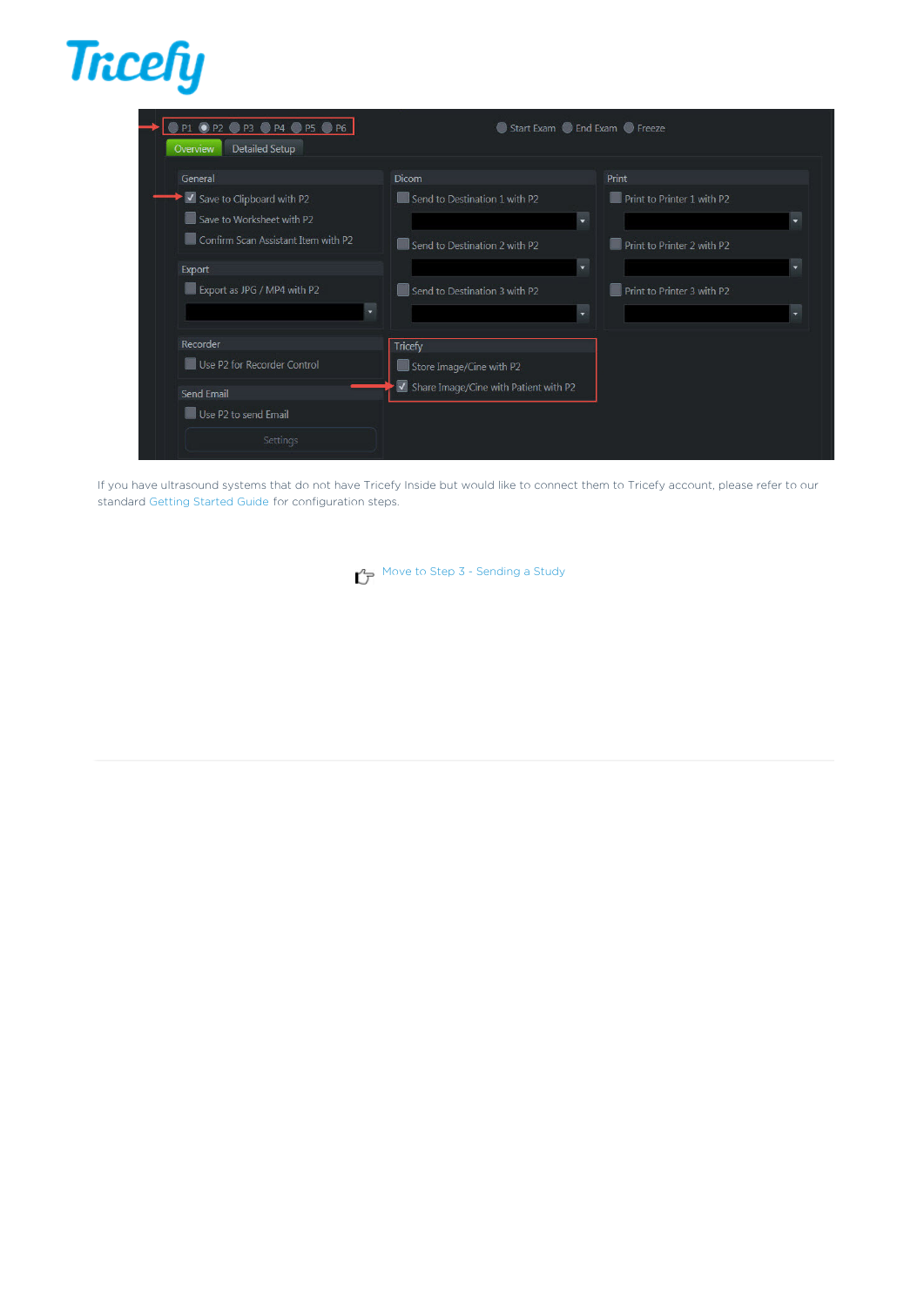If you have ultrasound systems that do not have Tricefy Inside but would like to connect them to Tricefy account, please refer to our standard Getting Started Guide for configuration steps.

Move to Step 3 - Sending a Study